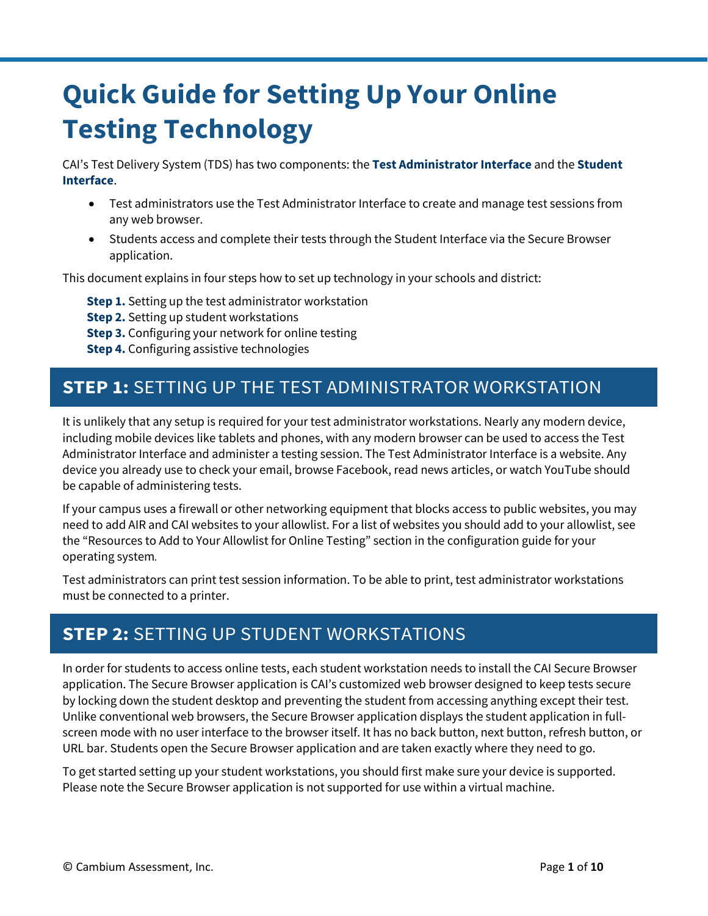# Quick Guide for Setting Up Your Online Testing Technology

CAI's Test Delivery System (TDS) has two components: the **Test Administrator Interface** and the **Student Interface**.

- Test administrators use the Test Administrator Interface to create and manage test sessions from any web browser.
- Students access and complete their tests through the Student Interface via the Secure Browser application.

This document explains in four steps how to set up technology in your schools and district:

**Step 1.** Setting up the test administrator workstation
**Step 2.** Setting up student workstations
**Step 3.** Configuring your network for online testing
**Step 4.** Configuring assistive technologies

## STEP 1: SETTING UP THE TEST ADMINISTRATOR WORKSTATION

It is unlikely that any setup is required for your test administrator workstations. Nearly any modern device, including mobile devices like tablets and phones, with any modern browser can be used to access the Test Administrator Interface and administer a testing session. The Test Administrator Interface is a website. Any device you already use to check your email, browse Facebook, read news articles, or watch YouTube should be capable of administering tests.

If your campus uses a firewall or other networking equipment that blocks access to public websites, you may need to add AIR and CAI websites to your allowlist. For a list of websites you should add to your allowlist, see the "Resources to Add to Your Allowlist for Online Testing" section in the configuration guide for your operating system.

Test administrators can print test session information. To be able to print, test administrator workstations must be connected to a printer.

## STEP 2: SETTING UP STUDENT WORKSTATIONS

In order for students to access online tests, each student workstation needs to install the CAI Secure Browser application. The Secure Browser application is CAI's customized web browser designed to keep tests secure by locking down the student desktop and preventing the student from accessing anything except their test. Unlike conventional web browsers, the Secure Browser application displays the student application in full-screen mode with no user interface to the browser itself. It has no back button, next button, refresh button, or URL bar. Students open the Secure Browser application and are taken exactly where they need to go.

To get started setting up your student workstations, you should first make sure your device is supported. Please note the Secure Browser application is not supported for use within a virtual machine.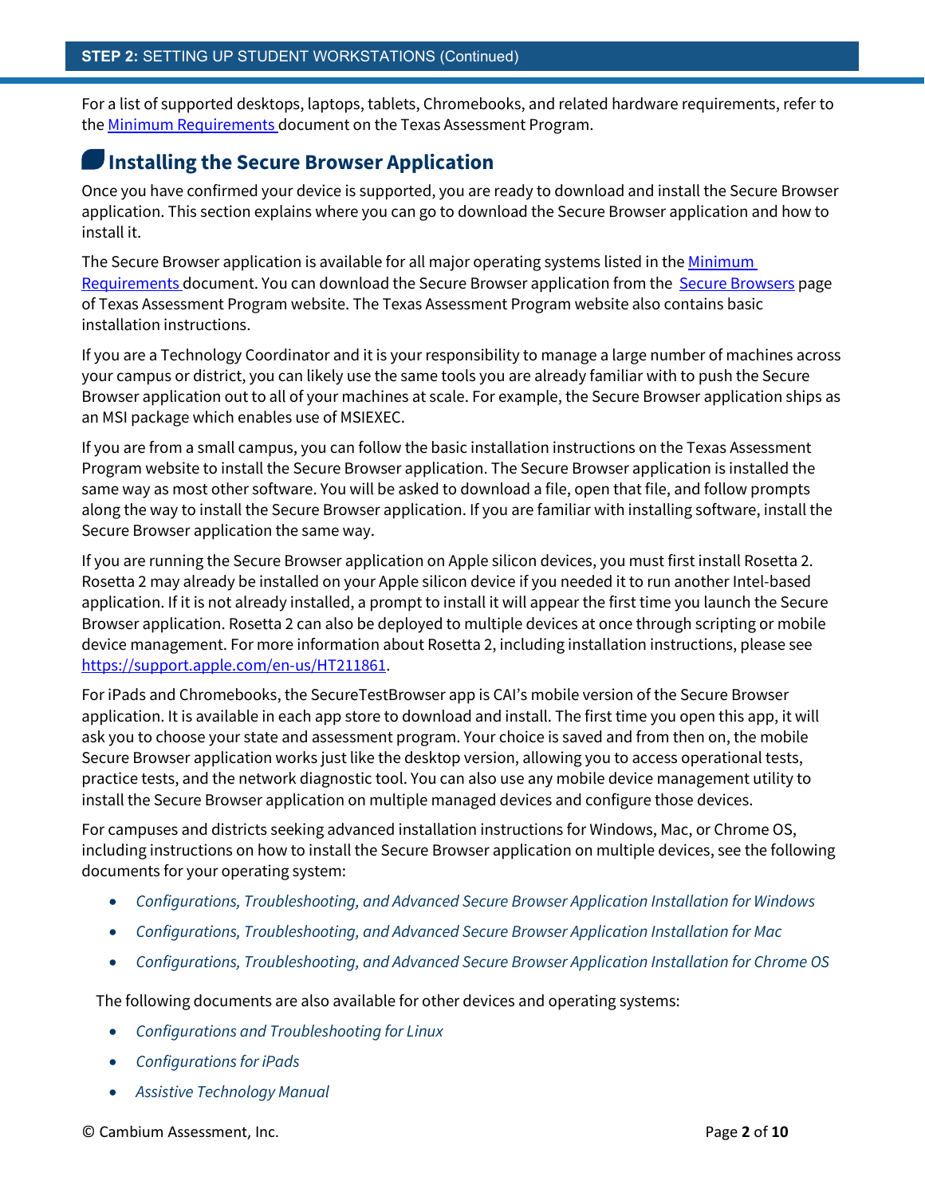For a list of supported desktops, laptops, tablets, Chromebooks, and related hardware requirements, refer to the Minimum Requirements document on the Texas Assessment Program.

## Installing the Secure Browser Application

Once you have confirmed your device is supported, you are ready to download and install the Secure Browser application. This section explains where you can go to download the Secure Browser application and how to install it.

The Secure Browser application is available for all major operating systems listed in the Minimum Requirements document. You can download the Secure Browser application from the Secure Browsers page of Texas Assessment Program website. The Texas Assessment Program website also contains basic installation instructions.

If you are a Technology Coordinator and it is your responsibility to manage a large number of machines across your campus or district, you can likely use the same tools you are already familiar with to push the Secure Browser application out to all of your machines at scale. For example, the Secure Browser application ships as an MSI package which enables use of MSIEXEC.

If you are from a small campus, you can follow the basic installation instructions on the Texas Assessment Program website to install the Secure Browser application. The Secure Browser application is installed the same way as most other software. You will be asked to download a file, open that file, and follow prompts along the way to install the Secure Browser application. If you are familiar with installing software, install the Secure Browser application the same way.

If you are running the Secure Browser application on Apple silicon devices, you must first install Rosetta 2. Rosetta 2 may already be installed on your Apple silicon device if you needed it to run another Intel-based application. If it is not already installed, a prompt to install it will appear the first time you launch the Secure Browser application. Rosetta 2 can also be deployed to multiple devices at once through scripting or mobile device management. For more information about Rosetta 2, including installation instructions, please see https://support.apple.com/en-us/HT211861.

For iPads and Chromebooks, the SecureTestBrowser app is CAI's mobile version of the Secure Browser application. It is available in each app store to download and install. The first time you open this app, it will ask you to choose your state and assessment program. Your choice is saved and from then on, the mobile Secure Browser application works just like the desktop version, allowing you to access operational tests, practice tests, and the network diagnostic tool. You can also use any mobile device management utility to install the Secure Browser application on multiple managed devices and configure those devices.

For campuses and districts seeking advanced installation instructions for Windows, Mac, or Chrome OS, including instructions on how to install the Secure Browser application on multiple devices, see the following documents for your operating system:

- *Configurations, Troubleshooting, and Advanced Secure Browser Application Installation for Windows*
- *Configurations, Troubleshooting, and Advanced Secure Browser Application Installation for Mac*
- *Configurations, Troubleshooting, and Advanced Secure Browser Application Installation for Chrome OS*

The following documents are also available for other devices and operating systems:

- *Configurations and Troubleshooting for Linux*
- *Configurations for iPads*
- *Assistive Technology Manual*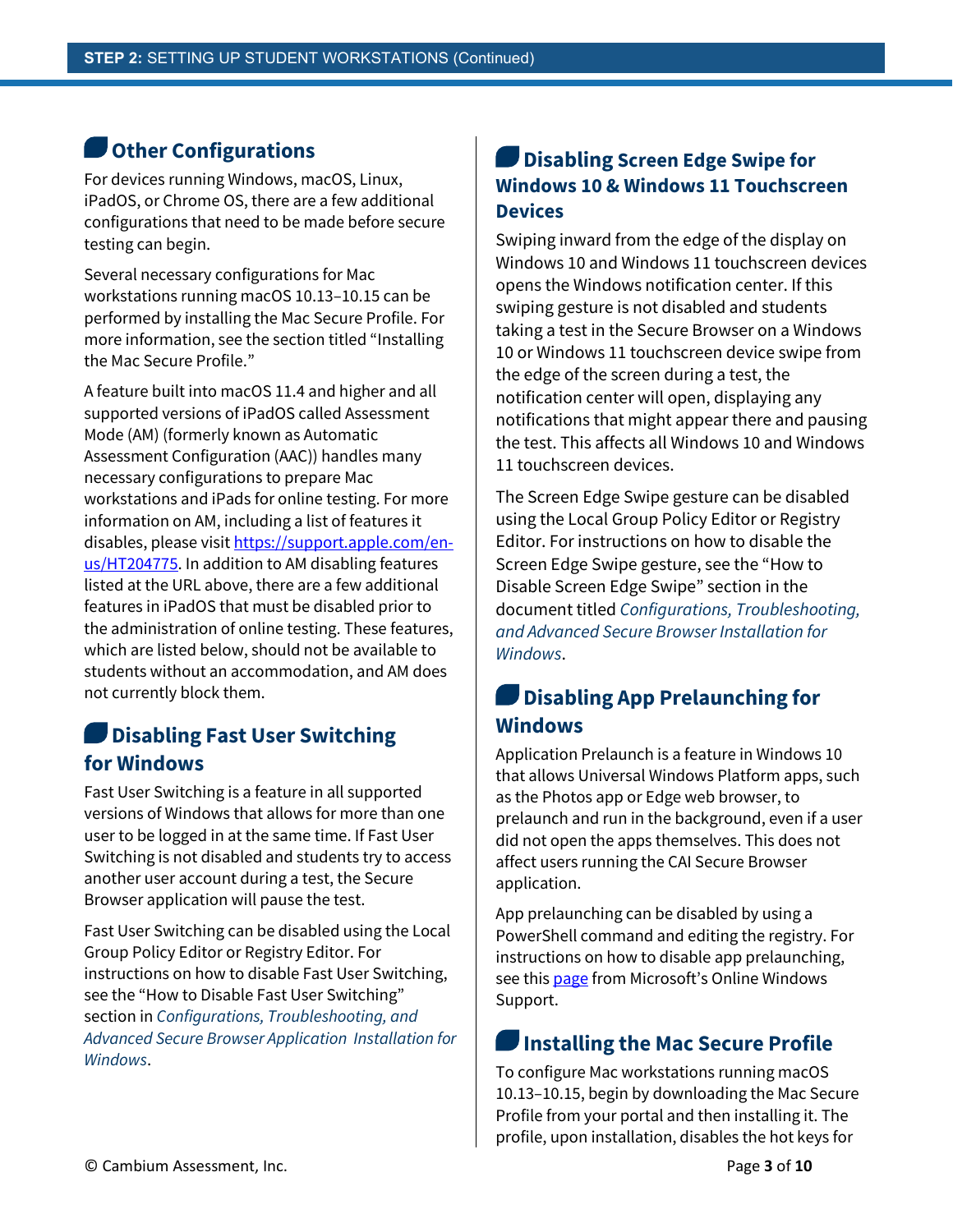## Other Configurations

For devices running Windows, macOS, Linux, iPadOS, or Chrome OS, there are a few additional configurations that need to be made before secure testing can begin.

Several necessary configurations for Mac workstations running macOS 10.13–10.15 can be performed by installing the Mac Secure Profile. For more information, see the section titled "Installing the Mac Secure Profile."

A feature built into macOS 11.4 and higher and all supported versions of iPadOS called Assessment Mode (AM) (formerly known as Automatic Assessment Configuration (AAC)) handles many necessary configurations to prepare Mac workstations and iPads for online testing. For more information on AM, including a list of features it disables, please visit [https://support.apple.com/en-us/HT204775](https://support.apple.com/en-us/HT204775). In addition to AM disabling features listed at the URL above, there are a few additional features in iPadOS that must be disabled prior to the administration of online testing. These features, which are listed below, should not be available to students without an accommodation, and AM does not currently block them.

## Disabling Fast User Switching for Windows

Fast User Switching is a feature in all supported versions of Windows that allows for more than one user to be logged in at the same time. If Fast User Switching is not disabled and students try to access another user account during a test, the Secure Browser application will pause the test.

Fast User Switching can be disabled using the Local Group Policy Editor or Registry Editor. For instructions on how to disable Fast User Switching, see the "How to Disable Fast User Switching" section in *Configurations, Troubleshooting, and Advanced Secure Browser Application Installation for Windows*.

## Disabling Screen Edge Swipe for Windows 10 & Windows 11 Touchscreen Devices

Swiping inward from the edge of the display on Windows 10 and Windows 11 touchscreen devices opens the Windows notification center. If this swiping gesture is not disabled and students taking a test in the Secure Browser on a Windows 10 or Windows 11 touchscreen device swipe from the edge of the screen during a test, the notification center will open, displaying any notifications that might appear there and pausing the test. This affects all Windows 10 and Windows 11 touchscreen devices.

The Screen Edge Swipe gesture can be disabled using the Local Group Policy Editor or Registry Editor. For instructions on how to disable the Screen Edge Swipe gesture, see the "How to Disable Screen Edge Swipe" section in the document titled *Configurations, Troubleshooting, and Advanced Secure Browser Installation for Windows*.

## Disabling App Prelaunching for Windows

Application Prelaunch is a feature in Windows 10 that allows Universal Windows Platform apps, such as the Photos app or Edge web browser, to prelaunch and run in the background, even if a user did not open the apps themselves. This does not affect users running the CAI Secure Browser application.

App prelaunching can be disabled by using a PowerShell command and editing the registry. For instructions on how to disable app prelaunching, see this page from Microsoft's Online Windows Support.

## Installing the Mac Secure Profile

To configure Mac workstations running macOS 10.13–10.15, begin by downloading the Mac Secure Profile from your portal and then installing it. The profile, upon installation, disables the hot keys for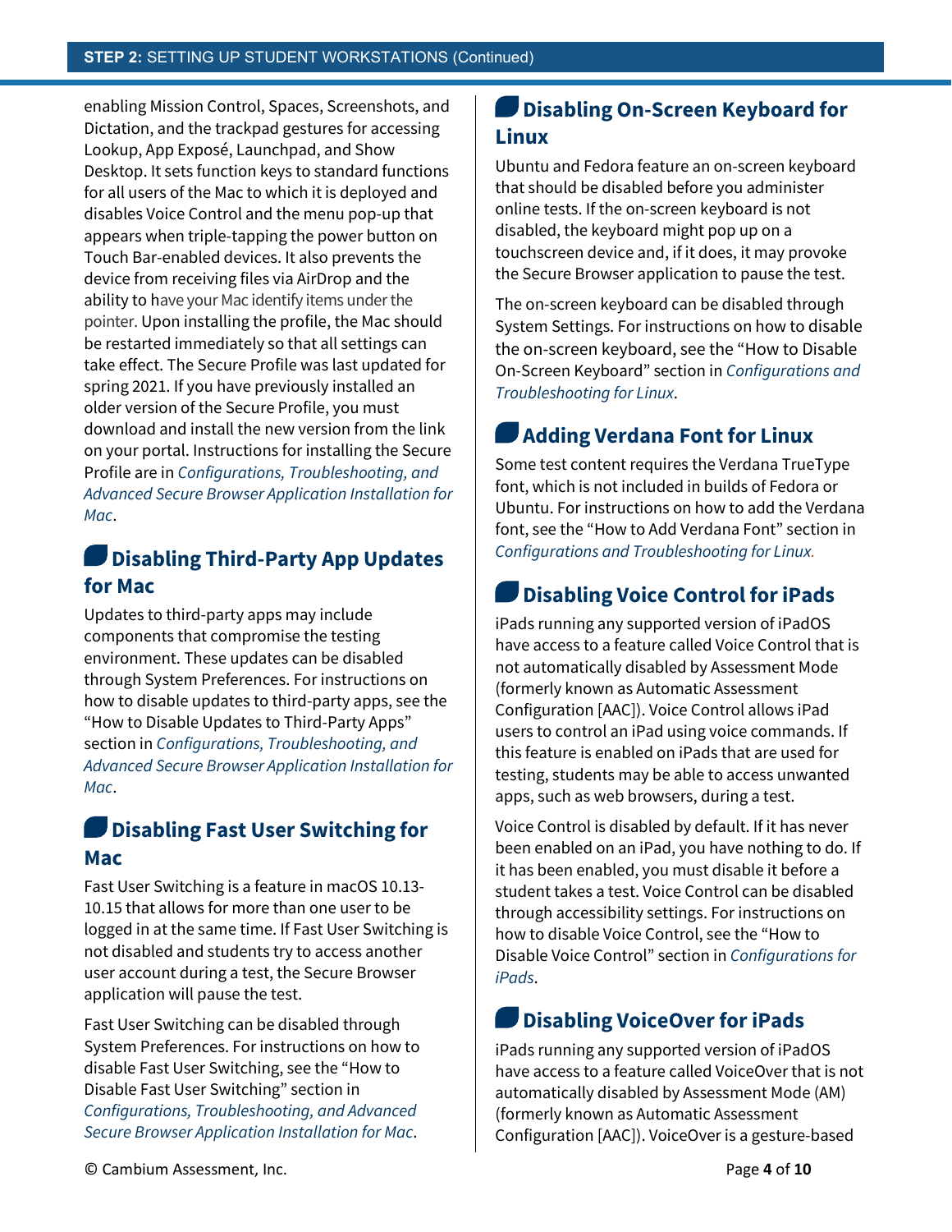enabling Mission Control, Spaces, Screenshots, and Dictation, and the trackpad gestures for accessing Lookup, App Exposé, Launchpad, and Show Desktop. It sets function keys to standard functions for all users of the Mac to which it is deployed and disables Voice Control and the menu pop-up that appears when triple-tapping the power button on Touch Bar-enabled devices. It also prevents the device from receiving files via AirDrop and the ability to have your Mac identify items under the pointer. Upon installing the profile, the Mac should be restarted immediately so that all settings can take effect. The Secure Profile was last updated for spring 2021. If you have previously installed an older version of the Secure Profile, you must download and install the new version from the link on your portal. Instructions for installing the Secure Profile are in *Configurations, Troubleshooting, and Advanced Secure Browser Application Installation for Mac*.

## Disabling Third-Party App Updates for Mac

Updates to third-party apps may include components that compromise the testing environment. These updates can be disabled through System Preferences. For instructions on how to disable updates to third-party apps, see the "How to Disable Updates to Third-Party Apps" section in *Configurations, Troubleshooting, and Advanced Secure Browser Application Installation for Mac*.

## Disabling Fast User Switching for Mac

Fast User Switching is a feature in macOS 10.13-10.15 that allows for more than one user to be logged in at the same time. If Fast User Switching is not disabled and students try to access another user account during a test, the Secure Browser application will pause the test.

Fast User Switching can be disabled through System Preferences. For instructions on how to disable Fast User Switching, see the "How to Disable Fast User Switching" section in *Configurations, Troubleshooting, and Advanced Secure Browser Application Installation for Mac*.

## Disabling On-Screen Keyboard for Linux

Ubuntu and Fedora feature an on-screen keyboard that should be disabled before you administer online tests. If the on-screen keyboard is not disabled, the keyboard might pop up on a touchscreen device and, if it does, it may provoke the Secure Browser application to pause the test.

The on-screen keyboard can be disabled through System Settings. For instructions on how to disable the on-screen keyboard, see the "How to Disable On-Screen Keyboard" section in *Configurations and Troubleshooting for Linux*.

## Adding Verdana Font for Linux

Some test content requires the Verdana TrueType font, which is not included in builds of Fedora or Ubuntu. For instructions on how to add the Verdana font, see the "How to Add Verdana Font" section in *Configurations and Troubleshooting for Linux.*

## Disabling Voice Control for iPads

iPads running any supported version of iPadOS have access to a feature called Voice Control that is not automatically disabled by Assessment Mode (formerly known as Automatic Assessment Configuration [AAC]). Voice Control allows iPad users to control an iPad using voice commands. If this feature is enabled on iPads that are used for testing, students may be able to access unwanted apps, such as web browsers, during a test.

Voice Control is disabled by default. If it has never been enabled on an iPad, you have nothing to do. If it has been enabled, you must disable it before a student takes a test. Voice Control can be disabled through accessibility settings. For instructions on how to disable Voice Control, see the "How to Disable Voice Control" section in *Configurations for iPads*.

## Disabling VoiceOver for iPads

iPads running any supported version of iPadOS have access to a feature called VoiceOver that is not automatically disabled by Assessment Mode (AM) (formerly known as Automatic Assessment Configuration [AAC]). VoiceOver is a gesture-based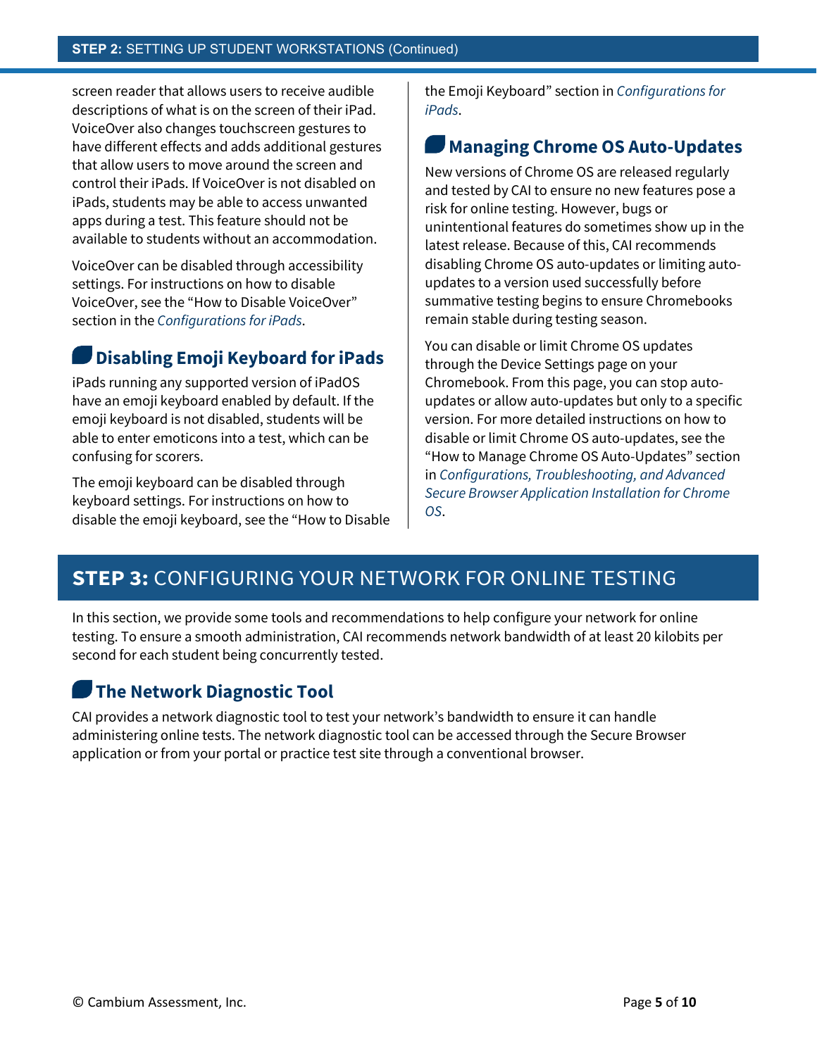screen reader that allows users to receive audible descriptions of what is on the screen of their iPad. VoiceOver also changes touchscreen gestures to have different effects and adds additional gestures that allow users to move around the screen and control their iPads. If VoiceOver is not disabled on iPads, students may be able to access unwanted apps during a test. This feature should not be available to students without an accommodation.

VoiceOver can be disabled through accessibility settings. For instructions on how to disable VoiceOver, see the "How to Disable VoiceOver" section in the *Configurations for iPads*.

### Disabling Emoji Keyboard for iPads

iPads running any supported version of iPadOS have an emoji keyboard enabled by default. If the emoji keyboard is not disabled, students will be able to enter emoticons into a test, which can be confusing for scorers.

The emoji keyboard can be disabled through keyboard settings. For instructions on how to disable the emoji keyboard, see the "How to Disable the Emoji Keyboard" section in *Configurations for iPads*.

### Managing Chrome OS Auto-Updates

New versions of Chrome OS are released regularly and tested by CAI to ensure no new features pose a risk for online testing. However, bugs or unintentional features do sometimes show up in the latest release. Because of this, CAI recommends disabling Chrome OS auto-updates or limiting auto-updates to a version used successfully before summative testing begins to ensure Chromebooks remain stable during testing season.

You can disable or limit Chrome OS updates through the Device Settings page on your Chromebook. From this page, you can stop auto-updates or allow auto-updates but only to a specific version. For more detailed instructions on how to disable or limit Chrome OS auto-updates, see the "How to Manage Chrome OS Auto-Updates" section in *Configurations, Troubleshooting, and Advanced Secure Browser Application Installation for Chrome OS*.

## STEP 3: CONFIGURING YOUR NETWORK FOR ONLINE TESTING

In this section, we provide some tools and recommendations to help configure your network for online testing. To ensure a smooth administration, CAI recommends network bandwidth of at least 20 kilobits per second for each student being concurrently tested.

### The Network Diagnostic Tool

CAI provides a network diagnostic tool to test your network's bandwidth to ensure it can handle administering online tests. The network diagnostic tool can be accessed through the Secure Browser application or from your portal or practice test site through a conventional browser.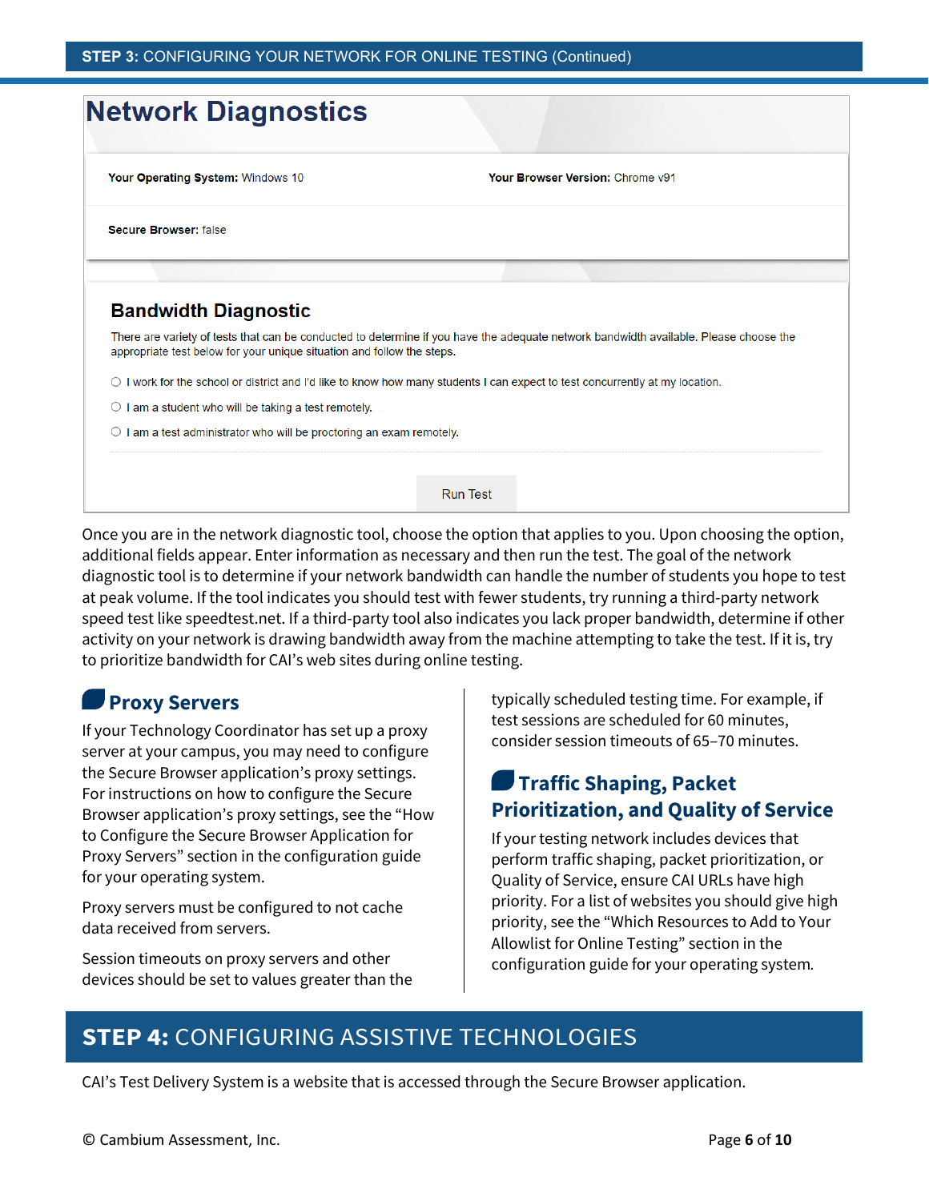## STEP 3: CONFIGURING YOUR NETWORK FOR ONLINE TESTING (Continued)

# Network Diagnostics

**Your Operating System:** Windows 10

**Your Browser Version:** Chrome v91

**Secure Browser:** false

### Bandwidth Diagnostic

There are variety of tests that can be conducted to determine if you have the adequate network bandwidth available. Please choose the appropriate test below for your unique situation and follow the steps.

- ○ I work for the school or district and I'd like to know how many students I can expect to test concurrently at my location.
- ○ I am a student who will be taking a test remotely.
- ○ I am a test administrator who will be proctoring an exam remotely.

Run Test

Once you are in the network diagnostic tool, choose the option that applies to you. Upon choosing the option, additional fields appear. Enter information as necessary and then run the test. The goal of the network diagnostic tool is to determine if your network bandwidth can handle the number of students you hope to test at peak volume. If the tool indicates you should test with fewer students, try running a third-party network speed test like speedtest.net. If a third-party tool also indicates you lack proper bandwidth, determine if other activity on your network is drawing bandwidth away from the machine attempting to take the test. If it is, try to prioritize bandwidth for CAI's web sites during online testing.

### Proxy Servers

If your Technology Coordinator has set up a proxy server at your campus, you may need to configure the Secure Browser application's proxy settings. For instructions on how to configure the Secure Browser application's proxy settings, see the "How to Configure the Secure Browser Application for Proxy Servers" section in the configuration guide for your operating system.

Proxy servers must be configured to not cache data received from servers.

Session timeouts on proxy servers and other devices should be set to values greater than the typically scheduled testing time. For example, if test sessions are scheduled for 60 minutes, consider session timeouts of 65–70 minutes.

### Traffic Shaping, Packet Prioritization, and Quality of Service

If your testing network includes devices that perform traffic shaping, packet prioritization, or Quality of Service, ensure CAI URLs have high priority. For a list of websites you should give high priority, see the "Which Resources to Add to Your Allowlist for Online Testing" section in the configuration guide for your operating system.

## STEP 4: CONFIGURING ASSISTIVE TECHNOLOGIES

CAI's Test Delivery System is a website that is accessed through the Secure Browser application.

© Cambium Assessment, Inc.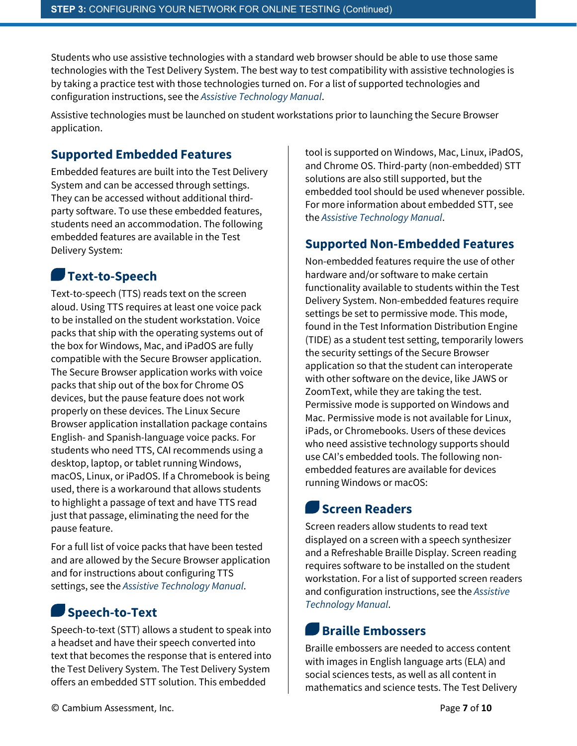Students who use assistive technologies with a standard web browser should be able to use those same technologies with the Test Delivery System. The best way to test compatibility with assistive technologies is by taking a practice test with those technologies turned on. For a list of supported technologies and configuration instructions, see the *Assistive Technology Manual*.

Assistive technologies must be launched on student workstations prior to launching the Secure Browser application.

## Supported Embedded Features

Embedded features are built into the Test Delivery System and can be accessed through settings. They can be accessed without additional third-party software. To use these embedded features, students need an accommodation. The following embedded features are available in the Test Delivery System:

### Text-to-Speech

Text-to-speech (TTS) reads text on the screen aloud. Using TTS requires at least one voice pack to be installed on the student workstation. Voice packs that ship with the operating systems out of the box for Windows, Mac, and iPadOS are fully compatible with the Secure Browser application. The Secure Browser application works with voice packs that ship out of the box for Chrome OS devices, but the pause feature does not work properly on these devices. The Linux Secure Browser application installation package contains English- and Spanish-language voice packs. For students who need TTS, CAI recommends using a desktop, laptop, or tablet running Windows, macOS, Linux, or iPadOS. If a Chromebook is being used, there is a workaround that allows students to highlight a passage of text and have TTS read just that passage, eliminating the need for the pause feature.

For a full list of voice packs that have been tested and are allowed by the Secure Browser application and for instructions about configuring TTS settings, see the *Assistive Technology Manual*.

### Speech-to-Text

Speech-to-text (STT) allows a student to speak into a headset and have their speech converted into text that becomes the response that is entered into the Test Delivery System. The Test Delivery System offers an embedded STT solution. This embedded tool is supported on Windows, Mac, Linux, iPadOS, and Chrome OS. Third-party (non-embedded) STT solutions are also still supported, but the embedded tool should be used whenever possible. For more information about embedded STT, see the *Assistive Technology Manual*.

## Supported Non-Embedded Features

Non-embedded features require the use of other hardware and/or software to make certain functionality available to students within the Test Delivery System. Non-embedded features require settings be set to permissive mode. This mode, found in the Test Information Distribution Engine (TIDE) as a student test setting, temporarily lowers the security settings of the Secure Browser application so that the student can interoperate with other software on the device, like JAWS or ZoomText, while they are taking the test. Permissive mode is supported on Windows and Mac. Permissive mode is not available for Linux, iPads, or Chromebooks. Users of these devices who need assistive technology supports should use CAI's embedded tools. The following non-embedded features are available for devices running Windows or macOS:

### Screen Readers

Screen readers allow students to read text displayed on a screen with a speech synthesizer and a Refreshable Braille Display. Screen reading requires software to be installed on the student workstation. For a list of supported screen readers and configuration instructions, see the *Assistive Technology Manual*.

### Braille Embossers

Braille embossers are needed to access content with images in English language arts (ELA) and social sciences tests, as well as all content in mathematics and science tests. The Test Delivery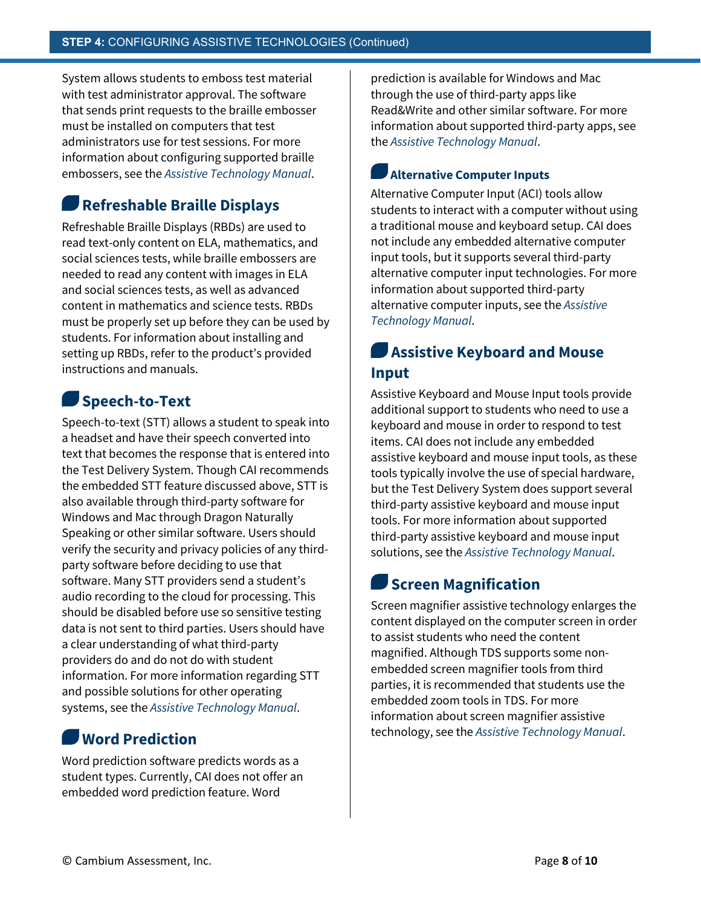System allows students to emboss test material with test administrator approval. The software that sends print requests to the braille embosser must be installed on computers that test administrators use for test sessions. For more information about configuring supported braille embossers, see the *Assistive Technology Manual*.

## Refreshable Braille Displays

Refreshable Braille Displays (RBDs) are used to read text-only content on ELA, mathematics, and social sciences tests, while braille embossers are needed to read any content with images in ELA and social sciences tests, as well as advanced content in mathematics and science tests. RBDs must be properly set up before they can be used by students. For information about installing and setting up RBDs, refer to the product's provided instructions and manuals.

## Speech-to-Text

Speech-to-text (STT) allows a student to speak into a headset and have their speech converted into text that becomes the response that is entered into the Test Delivery System. Though CAI recommends the embedded STT feature discussed above, STT is also available through third-party software for Windows and Mac through Dragon Naturally Speaking or other similar software. Users should verify the security and privacy policies of any third-party software before deciding to use that software. Many STT providers send a student's audio recording to the cloud for processing. This should be disabled before use so sensitive testing data is not sent to third parties. Users should have a clear understanding of what third-party providers do and do not do with student information. For more information regarding STT and possible solutions for other operating systems, see the *Assistive Technology Manual*.

## Word Prediction

Word prediction software predicts words as a student types. Currently, CAI does not offer an embedded word prediction feature. Word prediction is available for Windows and Mac through the use of third-party apps like Read&Write and other similar software. For more information about supported third-party apps, see the *Assistive Technology Manual*.

## Alternative Computer Inputs

Alternative Computer Input (ACI) tools allow students to interact with a computer without using a traditional mouse and keyboard setup. CAI does not include any embedded alternative computer input tools, but it supports several third-party alternative computer input technologies. For more information about supported third-party alternative computer inputs, see the *Assistive Technology Manual*.

## Assistive Keyboard and Mouse Input

Assistive Keyboard and Mouse Input tools provide additional support to students who need to use a keyboard and mouse in order to respond to test items. CAI does not include any embedded assistive keyboard and mouse input tools, as these tools typically involve the use of special hardware, but the Test Delivery System does support several third-party assistive keyboard and mouse input tools. For more information about supported third-party assistive keyboard and mouse input solutions, see the *Assistive Technology Manual*.

## Screen Magnification

Screen magnifier assistive technology enlarges the content displayed on the computer screen in order to assist students who need the content magnified. Although TDS supports some non-embedded screen magnifier tools from third parties, it is recommended that students use the embedded zoom tools in TDS. For more information about screen magnifier assistive technology, see the *Assistive Technology Manual*.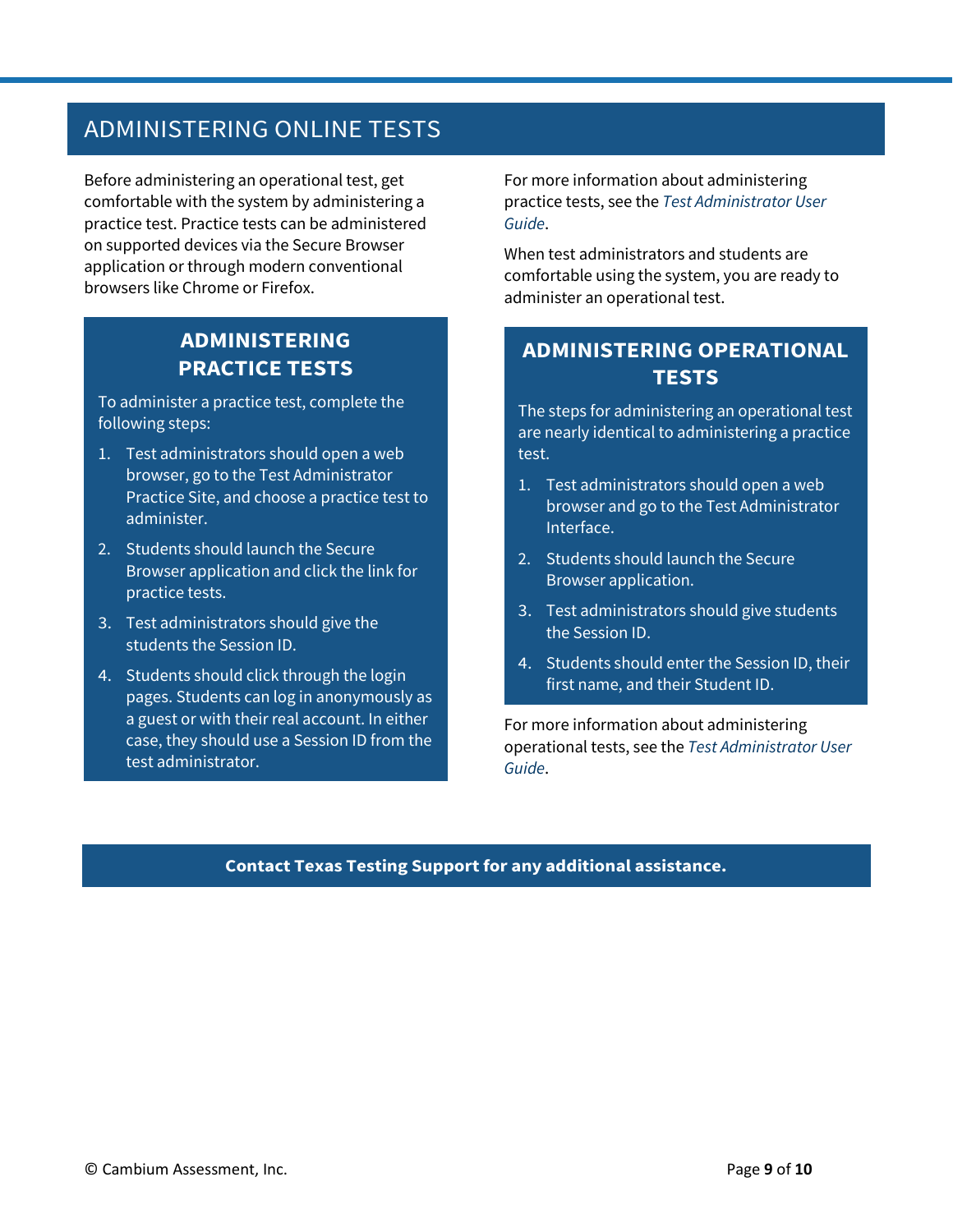## ADMINISTERING ONLINE TESTS

Before administering an operational test, get comfortable with the system by administering a practice test. Practice tests can be administered on supported devices via the Secure Browser application or through modern conventional browsers like Chrome or Firefox.

### ADMINISTERING PRACTICE TESTS

To administer a practice test, complete the following steps:

1. Test administrators should open a web browser, go to the Test Administrator Practice Site, and choose a practice test to administer.
2. Students should launch the Secure Browser application and click the link for practice tests.
3. Test administrators should give the students the Session ID.
4. Students should click through the login pages. Students can log in anonymously as a guest or with their real account. In either case, they should use a Session ID from the test administrator.

For more information about administering practice tests, see the *Test Administrator User Guide*.

When test administrators and students are comfortable using the system, you are ready to administer an operational test.

### ADMINISTERING OPERATIONAL TESTS

The steps for administering an operational test are nearly identical to administering a practice test.

1. Test administrators should open a web browser and go to the Test Administrator Interface.
2. Students should launch the Secure Browser application.
3. Test administrators should give students the Session ID.
4. Students should enter the Session ID, their first name, and their Student ID.

For more information about administering operational tests, see the *Test Administrator User Guide*.

**Contact Texas Testing Support for any additional assistance.**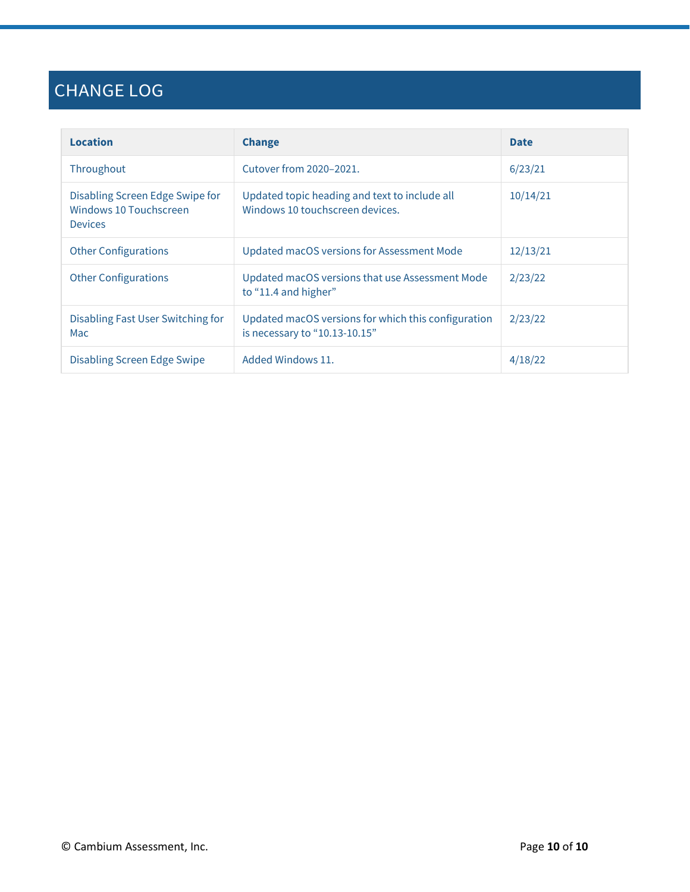# CHANGE LOG

| Location | Change | Date |
| --- | --- | --- |
| Throughout | Cutover from 2020–2021. | 6/23/21 |
| Disabling Screen Edge Swipe for Windows 10 Touchscreen Devices | Updated topic heading and text to include all Windows 10 touchscreen devices. | 10/14/21 |
| Other Configurations | Updated macOS versions for Assessment Mode | 12/13/21 |
| Other Configurations | Updated macOS versions that use Assessment Mode to “11.4 and higher” | 2/23/22 |
| Disabling Fast User Switching for Mac | Updated macOS versions for which this configuration is necessary to “10.13-10.15” | 2/23/22 |
| Disabling Screen Edge Swipe | Added Windows 11. | 4/18/22 |